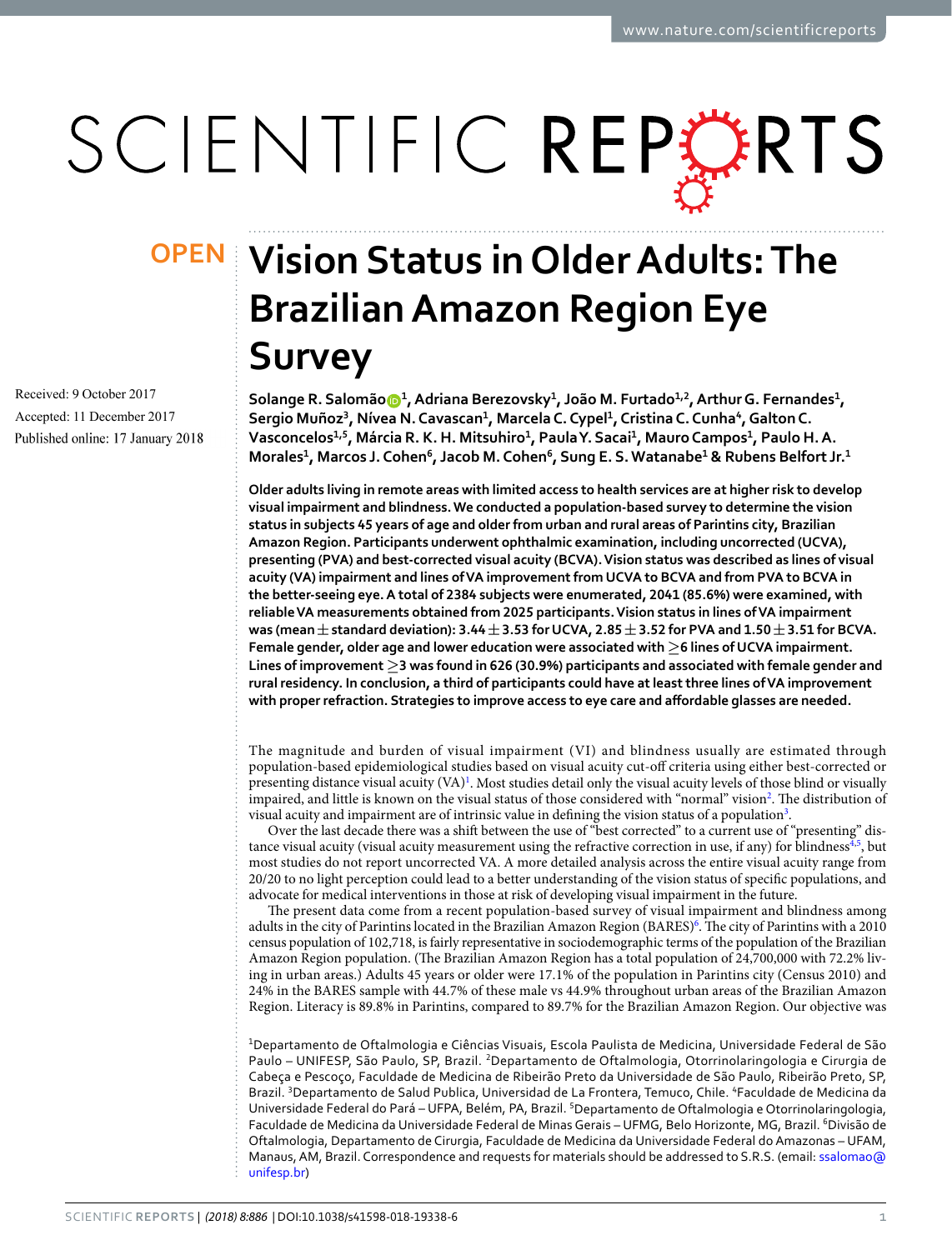OPEN

# Vision Status in Older Adults: The Brazilian Amazon Region Eye Survey

Received: 9 October 2017

Accepted: 11 December 2017

Published online: 17 January 2018

**Solange R. Salomão[1], Adriana Berezovsky[1], João M. Furtado[1,2], Arthur G. Fernandes[1], Sergio Muñoz[3], Nívea N. Cavascan[1], Marcela C. Cypel[1], Cristina C. Cunha[4], Galton C. Vasconcelos[1,5], Márcia R. K. H. Mitsuhiro[1], Paula Y. Sacai[1], Mauro Campos[1], Paulo H. A. Morales[1], Marcos J. Cohen[6], Jacob M. Cohen[6], Sung E. S. Watanabe[1] & Rubens Belfort Jr.[1]**

**Older adults living in remote areas with limited access to health services are at higher risk to develop visual impairment and blindness. We conducted a population-based survey to determine the vision status in subjects 45 years of age and older from urban and rural areas of Parintins city, Brazilian Amazon Region. Participants underwent ophthalmic examination, including uncorrected (UCVA), presenting (PVA) and best-corrected visual acuity (BCVA). Vision status was described as lines of visual acuity (VA) impairment and lines of VA improvement from UCVA to BCVA and from PVA to BCVA in the better-seeing eye. A total of 2384 subjects were enumerated, 2041 (85.6%) were examined, with reliable VA measurements obtained from 2025 participants. Vision status in lines of VA impairment was (mean $\pm$ standard deviation): 3.44 $\pm$ 3.53 for UCVA, 2.85 $\pm$ 3.52 for PVA and 1.50 $\pm$ 3.51 for BCVA. Female gender, older age and lower education were associated with $\geq$6 lines of UCVA impairment. Lines of improvement $\geq$3 was found in 626 (30.9%) participants and associated with female gender and rural residency. In conclusion, a third of participants could have at least three lines of VA improvement with proper refraction. Strategies to improve access to eye care and affordable glasses are needed.**

The magnitude and burden of visual impairment (VI) and blindness usually are estimated through population-based epidemiological studies based on visual acuity cut-off criteria using either best-corrected or presenting distance visual acuity (VA)[1]. Most studies detail only the visual acuity levels of those blind or visually impaired, and little is known on the visual status of those considered with "normal" vision[2]. The distribution of visual acuity and impairment are of intrinsic value in defining the vision status of a population[3].

Over the last decade there was a shift between the use of "best corrected" to a current use of "presenting" distance visual acuity (visual acuity measurement using the refractive correction in use, if any) for blindness[4,5], but most studies do not report uncorrected VA. A more detailed analysis across the entire visual acuity range from 20/20 to no light perception could lead to a better understanding of the vision status of specific populations, and advocate for medical interventions in those at risk of developing visual impairment in the future.

The present data come from a recent population-based survey of visual impairment and blindness among adults in the city of Parintins located in the Brazilian Amazon Region (BARES)[6]. The city of Parintins with a 2010 census population of 102,718, is fairly representative in sociodemographic terms of the population of the Brazilian Amazon Region population. (The Brazilian Amazon Region has a total population of 24,700,000 with 72.2% living in urban areas.) Adults 45 years or older were 17.1% of the population in Parintins city (Census 2010) and 24% in the BARES sample with 44.7% of these male vs 44.9% throughout urban areas of the Brazilian Amazon Region. Literacy is 89.8% in Parintins, compared to 89.7% for the Brazilian Amazon Region. Our objective was

[1]Departamento de Oftalmologia e Ciências Visuais, Escola Paulista de Medicina, Universidade Federal de São Paulo – UNIFESP, São Paulo, SP, Brazil. [2]Departamento de Oftalmologia, Otorrinolaringologia e Cirurgia de Cabeça e Pescoço, Faculdade de Medicina de Ribeirão Preto da Universidade de São Paulo, Ribeirão Preto, SP, Brazil. [3]Departamento de Salud Publica, Universidad de La Frontera, Temuco, Chile. [4]Faculdade de Medicina da Universidade Federal do Pará – UFPA, Belém, PA, Brazil. [5]Departamento de Oftalmologia e Otorrinolaringologia, Faculdade de Medicina da Universidade Federal de Minas Gerais – UFMG, Belo Horizonte, MG, Brazil. [6]Divisão de Oftalmologia, Departamento de Cirurgia, Faculdade de Medicina da Universidade Federal do Amazonas – UFAM, Manaus, AM, Brazil. Correspondence and requests for materials should be addressed to S.R.S. (email: ssalomao@unifesp.br)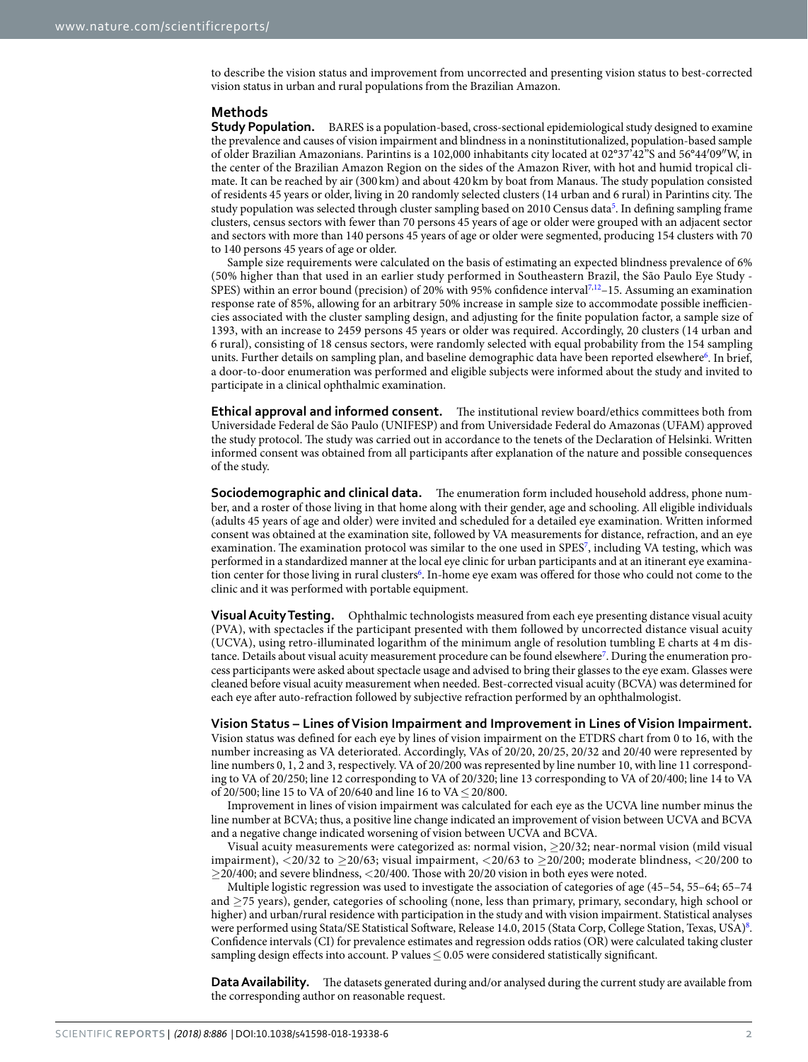to describe the vision status and improvement from uncorrected and presenting vision status to best-corrected vision status in urban and rural populations from the Brazilian Amazon.

## Methods

**Study Population.** BARES is a population-based, cross-sectional epidemiological study designed to examine the prevalence and causes of vision impairment and blindness in a noninstitutionalized, population-based sample of older Brazilian Amazonians. Parintins is a 102,000 inhabitants city located at 02°37'42"S and 56°44′09″W, in the center of the Brazilian Amazon Region on the sides of the Amazon River, with hot and humid tropical climate. It can be reached by air (300 km) and about 420 km by boat from Manaus. The study population consisted of residents 45 years or older, living in 20 randomly selected clusters (14 urban and 6 rural) in Parintins city. The study population was selected through cluster sampling based on 2010 Census data[5]. In defining sampling frame clusters, census sectors with fewer than 70 persons 45 years of age or older were grouped with an adjacent sector and sectors with more than 140 persons 45 years of age or older were segmented, producing 154 clusters with 70 to 140 persons 45 years of age or older.

Sample size requirements were calculated on the basis of estimating an expected blindness prevalence of 6% (50% higher than that used in an earlier study performed in Southeastern Brazil, the São Paulo Eye Study - SPES) within an error bound (precision) of 20% with 95% confidence interval[7,12–15]. Assuming an examination response rate of 85%, allowing for an arbitrary 50% increase in sample size to accommodate possible inefficiencies associated with the cluster sampling design, and adjusting for the finite population factor, a sample size of 1393, with an increase to 2459 persons 45 years or older was required. Accordingly, 20 clusters (14 urban and 6 rural), consisting of 18 census sectors, were randomly selected with equal probability from the 154 sampling units. Further details on sampling plan, and baseline demographic data have been reported elsewhere[6]. In brief, a door-to-door enumeration was performed and eligible subjects were informed about the study and invited to participate in a clinical ophthalmic examination.

**Ethical approval and informed consent.** The institutional review board/ethics committees both from Universidade Federal de São Paulo (UNIFESP) and from Universidade Federal do Amazonas (UFAM) approved the study protocol. The study was carried out in accordance to the tenets of the Declaration of Helsinki. Written informed consent was obtained from all participants after explanation of the nature and possible consequences of the study.

**Sociodemographic and clinical data.** The enumeration form included household address, phone number, and a roster of those living in that home along with their gender, age and schooling. All eligible individuals (adults 45 years of age and older) were invited and scheduled for a detailed eye examination. Written informed consent was obtained at the examination site, followed by VA measurements for distance, refraction, and an eye examination. The examination protocol was similar to the one used in SPES[7], including VA testing, which was performed in a standardized manner at the local eye clinic for urban participants and at an itinerant eye examination center for those living in rural clusters[6]. In-home eye exam was offered for those who could not come to the clinic and it was performed with portable equipment.

**Visual Acuity Testing.** Ophthalmic technologists measured from each eye presenting distance visual acuity (PVA), with spectacles if the participant presented with them followed by uncorrected distance visual acuity (UCVA), using retro-illuminated logarithm of the minimum angle of resolution tumbling E charts at 4 m distance. Details about visual acuity measurement procedure can be found elsewhere[7]. During the enumeration process participants were asked about spectacle usage and advised to bring their glasses to the eye exam. Glasses were cleaned before visual acuity measurement when needed. Best-corrected visual acuity (BCVA) was determined for each eye after auto-refraction followed by subjective refraction performed by an ophthalmologist.

**Vision Status – Lines of Vision Impairment and Improvement in Lines of Vision Impairment.** Vision status was defined for each eye by lines of vision impairment on the ETDRS chart from 0 to 16, with the number increasing as VA deteriorated. Accordingly, VAs of 20/20, 20/25, 20/32 and 20/40 were represented by line numbers 0, 1, 2 and 3, respectively. VA of 20/200 was represented by line number 10, with line 11 corresponding to VA of 20/250; line 12 corresponding to VA of 20/320; line 13 corresponding to VA of 20/400; line 14 to VA of 20/500; line 15 to VA of 20/640 and line 16 to VA $\leq$ 20/800.

Improvement in lines of vision impairment was calculated for each eye as the UCVA line number minus the line number at BCVA; thus, a positive line change indicated an improvement of vision between UCVA and BCVA and a negative change indicated worsening of vision between UCVA and BCVA.

Visual acuity measurements were categorized as: normal vision, $\geq$20/32; near-normal vision (mild visual impairment), <20/32 to $\geq$20/63; visual impairment, <20/63 to $\geq$20/200; moderate blindness, <20/200 to $\geq$20/400; and severe blindness, <20/400. Those with 20/20 vision in both eyes were noted.

Multiple logistic regression was used to investigate the association of categories of age (45–54, 55–64; 65–74 and $\geq$75 years), gender, categories of schooling (none, less than primary, primary, secondary, high school or higher) and urban/rural residence with participation in the study and with vision impairment. Statistical analyses were performed using Stata/SE Statistical Software, Release 14.0, 2015 (Stata Corp, College Station, Texas, USA)[8]. Confidence intervals (CI) for prevalence estimates and regression odds ratios (OR) were calculated taking cluster sampling design effects into account. P values $\leq$ 0.05 were considered statistically significant.

**Data Availability.** The datasets generated during and/or analysed during the current study are available from the corresponding author on reasonable request.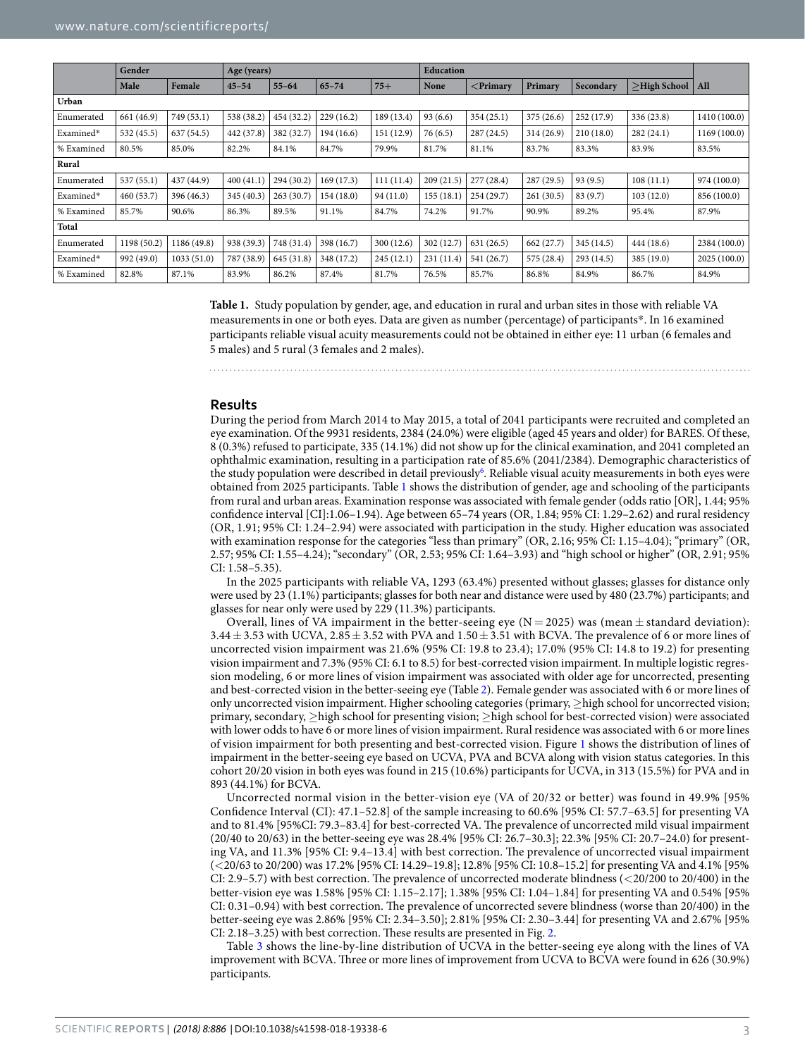| | Gender | | Age (years) | | | | Education | | | | | |
|---|---|---|---|---|---|---|---|---|---|---|---|---|
| | Male | Female | 45–54 | 55–64 | 65–74 | 75+ | None | <Primary | Primary | Secondary | ≥High School | All |
| **Urban** | | | | | | | | | | | | |
| Enumerated | 661 (46.9) | 749 (53.1) | 538 (38.2) | 454 (32.2) | 229 (16.2) | 189 (13.4) | 93 (6.6) | 354 (25.1) | 375 (26.6) | 252 (17.9) | 336 (23.8) | 1410 (100.0) |
| Examined* | 532 (45.5) | 637 (54.5) | 442 (37.8) | 382 (32.7) | 194 (16.6) | 151 (12.9) | 76 (6.5) | 287 (24.5) | 314 (26.9) | 210 (18.0) | 282 (24.1) | 1169 (100.0) |
| % Examined | 80.5% | 85.0% | 82.2% | 84.1% | 84.7% | 79.9% | 81.7% | 81.1% | 83.7% | 83.3% | 83.9% | 83.5% |
| **Rural** | | | | | | | | | | | | |
| Enumerated | 537 (55.1) | 437 (44.9) | 400 (41.1) | 294 (30.2) | 169 (17.3) | 111 (11.4) | 209 (21.5) | 277 (28.4) | 287 (29.5) | 93 (9.5) | 108 (11.1) | 974 (100.0) |
| Examined* | 460 (53.7) | 396 (46.3) | 345 (40.3) | 263 (30.7) | 154 (18.0) | 94 (11.0) | 155 (18.1) | 254 (29.7) | 261 (30.5) | 83 (9.7) | 103 (12.0) | 856 (100.0) |
| % Examined | 85.7% | 90.6% | 86.3% | 89.5% | 91.1% | 84.7% | 74.2% | 91.7% | 90.9% | 89.2% | 95.4% | 87.9% |
| **Total** | | | | | | | | | | | | |
| Enumerated | 1198 (50.2) | 1186 (49.8) | 938 (39.3) | 748 (31.4) | 398 (16.7) | 300 (12.6) | 302 (12.7) | 631 (26.5) | 662 (27.7) | 345 (14.5) | 444 (18.6) | 2384 (100.0) |
| Examined* | 992 (49.0) | 1033 (51.0) | 787 (38.9) | 645 (31.8) | 348 (17.2) | 245 (12.1) | 231 (11.4) | 541 (26.7) | 575 (28.4) | 293 (14.5) | 385 (19.0) | 2025 (100.0) |
| % Examined | 82.8% | 87.1% | 83.9% | 86.2% | 87.4% | 81.7% | 76.5% | 85.7% | 86.8% | 84.9% | 86.7% | 84.9% |

**Table 1.** Study population by gender, age, and education in rural and urban sites in those with reliable VA measurements in one or both eyes. Data are given as number (percentage) of participants*. In 16 examined participants reliable visual acuity measurements could not be obtained in either eye: 11 urban (6 females and 5 males) and 5 rural (3 females and 2 males).

## Results

During the period from March 2014 to May 2015, a total of 2041 participants were recruited and completed an eye examination. Of the 9931 residents, 2384 (24.0%) were eligible (aged 45 years and older) for BARES. Of these, 8 (0.3%) refused to participate, 335 (14.1%) did not show up for the clinical examination, and 2041 completed an ophthalmic examination, resulting in a participation rate of 85.6% (2041/2384). Demographic characteristics of the study population were described in detail previously[6]. Reliable visual acuity measurements in both eyes were obtained from 2025 participants. Table 1 shows the distribution of gender, age and schooling of the participants from rural and urban areas. Examination response was associated with female gender (odds ratio [OR], 1.44; 95% confidence interval [CI]:1.06–1.94). Age between 65–74 years (OR, 1.84; 95% CI: 1.29–2.62) and rural residency (OR, 1.91; 95% CI: 1.24–2.94) were associated with participation in the study. Higher education was associated with examination response for the categories "less than primary" (OR, 2.16; 95% CI: 1.15–4.04); "primary" (OR, 2.57; 95% CI: 1.55–4.24); "secondary" (OR, 2.53; 95% CI: 1.64–3.93) and "high school or higher" (OR, 2.91; 95% CI: 1.58–5.35).

In the 2025 participants with reliable VA, 1293 (63.4%) presented without glasses; glasses for distance only were used by 23 (1.1%) participants; glasses for both near and distance were used by 480 (23.7%) participants; and glasses for near only were used by 229 (11.3%) participants.

Overall, lines of VA impairment in the better-seeing eye (N = 2025) was (mean ± standard deviation): 3.44 ± 3.53 with UCVA, 2.85 ± 3.52 with PVA and 1.50 ± 3.51 with BCVA. The prevalence of 6 or more lines of uncorrected vision impairment was 21.6% (95% CI: 19.8 to 23.4); 17.0% (95% CI: 14.8 to 19.2) for presenting vision impairment and 7.3% (95% CI: 6.1 to 8.5) for best-corrected vision impairment. In multiple logistic regression modeling, 6 or more lines of vision impairment was associated with older age for uncorrected, presenting and best-corrected vision in the better-seeing eye (Table 2). Female gender was associated with 6 or more lines of only uncorrected vision impairment. Higher schooling categories (primary, ≥high school for uncorrected vision; primary, secondary, ≥high school for presenting vision; ≥high school for best-corrected vision) were associated with lower odds to have 6 or more lines of vision impairment. Rural residence was associated with 6 or more lines of vision impairment for both presenting and best-corrected vision. Figure 1 shows the distribution of lines of impairment in the better-seeing eye based on UCVA, PVA and BCVA along with vision status categories. In this cohort 20/20 vision in both eyes was found in 215 (10.6%) participants for UCVA, in 313 (15.5%) for PVA and in 893 (44.1%) for BCVA.

Uncorrected normal vision in the better-vision eye (VA of 20/32 or better) was found in 49.9% [95% Confidence Interval (CI): 47.1–52.8] of the sample increasing to 60.6% [95% CI: 57.7–63.5] for presenting VA and to 81.4% [95%CI: 79.3–83.4] for best-corrected VA. The prevalence of uncorrected mild visual impairment (20/40 to 20/63) in the better-seeing eye was 28.4% [95% CI: 26.7–30.3]; 22.3% [95% CI: 20.7–24.0) for presenting VA, and 11.3% [95% CI: 9.4–13.4] with best correction. The prevalence of uncorrected visual impairment (<20/63 to 20/200) was 17.2% [95% CI: 14.29–19.8]; 12.8% [95% CI: 10.8–15.2] for presenting VA and 4.1% [95% CI: 2.9–5.7) with best correction. The prevalence of uncorrected moderate blindness (<20/200 to 20/400) in the better-vision eye was 1.58% [95% CI: 1.15–2.17]; 1.38% [95% CI: 1.04–1.84] for presenting VA and 0.54% [95% CI: 0.31–0.94) with best correction. The prevalence of uncorrected severe blindness (worse than 20/400) in the better-seeing eye was 2.86% [95% CI: 2.34–3.50]; 2.81% [95% CI: 2.30–3.44] for presenting VA and 2.67% [95% CI: 2.18–3.25) with best correction. These results are presented in Fig. 2.

Table 3 shows the line-by-line distribution of UCVA in the better-seeing eye along with the lines of VA improvement with BCVA. Three or more lines of improvement from UCVA to BCVA were found in 626 (30.9%) participants.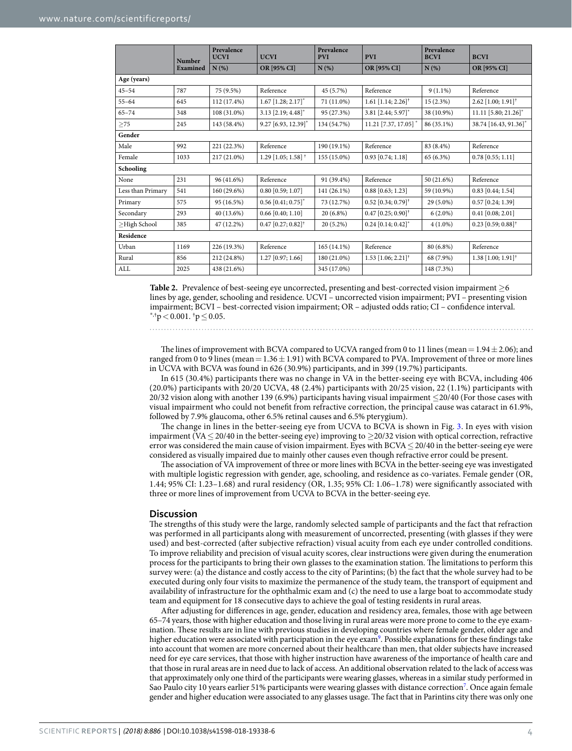|  | Number Examined | Prevalence UCVI N (%) | UCVI OR [95% CI] | Prevalence PVI N (%) | PVI OR [95% CI] | Prevalence BCVI N (%) | BCVI OR [95% CI] |
|---|---|---|---|---|---|---|---|
| **Age (years)** | | | | | | | |
| 45–54 | 787 | 75 (9.5%) | Reference | 45 (5.7%) | Reference | 9 (1.1%) | Reference |
| 55–64 | 645 | 112 (17.4%) | 1.67 [1.28; 2.17]* | 71 (11.0%) | 1.61 [1.14; 2.26]† | 15 (2.3%) | 2.62 [1.00; 1.91]† |
| 65–74 | 348 | 108 (31.0%) | 3.13 [2.19; 4.48]* | 95 (27.3%) | 3.81 [2.44; 5.97]* | 38 (10.9%) | 11.11 [5.80; 21.26]* |
| ≥75 | 245 | 143 (58.4%) | 9.27 [6.93, 12.39]* | 134 (54.7%) | 11.21 [7.37, 17.05]* | 86 (35.1%) | 38.74 [16.43, 91.36]* |
| **Gender** | | | | | | | |
| Male | 992 | 221 (22.3%) | Reference | 190 (19.1%) | Reference | 83 (8.4%) | Reference |
| Female | 1033 | 217 (21.0%) | 1.29 [1.05; 1.58]† | 155 (15.0%) | 0.93 [0.74; 1.18] | 65 (6.3%) | 0.78 [0.55; 1.11] |
| **Schooling** | | | | | | | |
| None | 231 | 96 (41.6%) | Reference | 91 (39.4%) | Reference | 50 (21.6%) | Reference |
| Less than Primary | 541 | 160 (29.6%) | 0.80 [0.59; 1.07] | 141 (26.1%) | 0.88 [0.63; 1.23] | 59 (10.9%) | 0.83 [0.44; 1.54] |
| Primary | 575 | 95 (16.5%) | 0.56 [0.41; 0.75]* | 73 (12.7%) | 0.52 [0.34; 0.79]† | 29 (5.0%) | 0.57 [0.24; 1.39] |
| Secondary | 293 | 40 (13.6%) | 0.66 [0.40; 1.10] | 20 (6.8%) | 0.47 [0.25; 0.90]† | 6 (2.0%) | 0.41 [0.08; 2.01] |
| ≥High School | 385 | 47 (12.2%) | 0.47 [0.27; 0.82]† | 20 (5.2%) | 0.24 [0.14; 0.42]* | 4 (1.0%) | 0.23 [0.59; 0.88]† |
| **Residence** | | | | | | | |
| Urban | 1169 | 226 (19.3%) | Reference | 165 (14.1%) | Reference | 80 (6.8%) | Reference |
| Rural | 856 | 212 (24.8%) | 1.27 [0.97; 1.66] | 180 (21.0%) | 1.53 [1.06; 2.21]† | 68 (7.9%) | 1.38 [1.00; 1.91]† |
| ALL | 2025 | 438 (21.6%) | | 345 (17.0%) | | 148 (7.3%) | |

**Table 2.** Prevalence of best-seeing eye uncorrected, presenting and best-corrected vision impairment ≥6 lines by age, gender, schooling and residence. UCVI – uncorrected vision impairment; PVI – presenting vision impairment; BCVI – best-corrected vision impairment; OR – adjusted odds ratio; CI – confidence interval. *,†p < 0.001. †p ≤ 0.05.

The lines of improvement with BCVA compared to UCVA ranged from 0 to 11 lines (mean = 1.94 ± 2.06); and ranged from 0 to 9 lines (mean = 1.36 ± 1.91) with BCVA compared to PVA. Improvement of three or more lines in UCVA with BCVA was found in 626 (30.9%) participants, and in 399 (19.7%) participants.

In 615 (30.4%) participants there was no change in VA in the better-seeing eye with BCVA, including 406 (20.0%) participants with 20/20 UCVA, 48 (2.4%) participants with 20/25 vision, 22 (1.1%) participants with 20/32 vision along with another 139 (6.9%) participants having visual impairment ≤20/40 (For those cases with visual impairment who could not benefit from refractive correction, the principal cause was cataract in 61.9%, followed by 7.9% glaucoma, other 6.5% retinal causes and 6.5% pterygium).

The change in lines in the better-seeing eye from UCVA to BCVA is shown in Fig. 3. In eyes with vision impairment (VA ≤ 20/40 in the better-seeing eye) improving to ≥20/32 vision with optical correction, refractive error was considered the main cause of vision impairment. Eyes with BCVA ≤ 20/40 in the better-seeing eye were considered as visually impaired due to mainly other causes even though refractive error could be present.

The association of VA improvement of three or more lines with BCVA in the better-seeing eye was investigated with multiple logistic regression with gender, age, schooling, and residence as co-variates. Female gender (OR, 1.44; 95% CI: 1.23–1.68) and rural residency (OR, 1.35; 95% CI: 1.06–1.78) were significantly associated with three or more lines of improvement from UCVA to BCVA in the better-seeing eye.

## Discussion

The strengths of this study were the large, randomly selected sample of participants and the fact that refraction was performed in all participants along with measurement of uncorrected, presenting (with glasses if they were used) and best-corrected (after subjective refraction) visual acuity from each eye under controlled conditions. To improve reliability and precision of visual acuity scores, clear instructions were given during the enumeration process for the participants to bring their own glasses to the examination station. The limitations to perform this survey were: (a) the distance and costly access to the city of Parintins; (b) the fact that the whole survey had to be executed during only four visits to maximize the permanence of the study team, the transport of equipment and availability of infrastructure for the ophthalmic exam and (c) the need to use a large boat to accommodate study team and equipment for 18 consecutive days to achieve the goal of testing residents in rural areas.

After adjusting for differences in age, gender, education and residency area, females, those with age between 65–74 years, those with higher education and those living in rural areas were more prone to come to the eye examination. These results are in line with previous studies in developing countries where female gender, older age and higher education were associated with participation in the eye exam[9]. Possible explanations for these findings take into account that women are more concerned about their healthcare than men, that older subjects have increased need for eye care services, that those with higher instruction have awareness of the importance of health care and that those in rural areas are in need due to lack of access. An additional observation related to the lack of access was that approximately only one third of the participants were wearing glasses, whereas in a similar study performed in Sao Paulo city 10 years earlier 51% participants were wearing glasses with distance correction[7]. Once again female gender and higher education were associated to any glasses usage. The fact that in Parintins city there was only one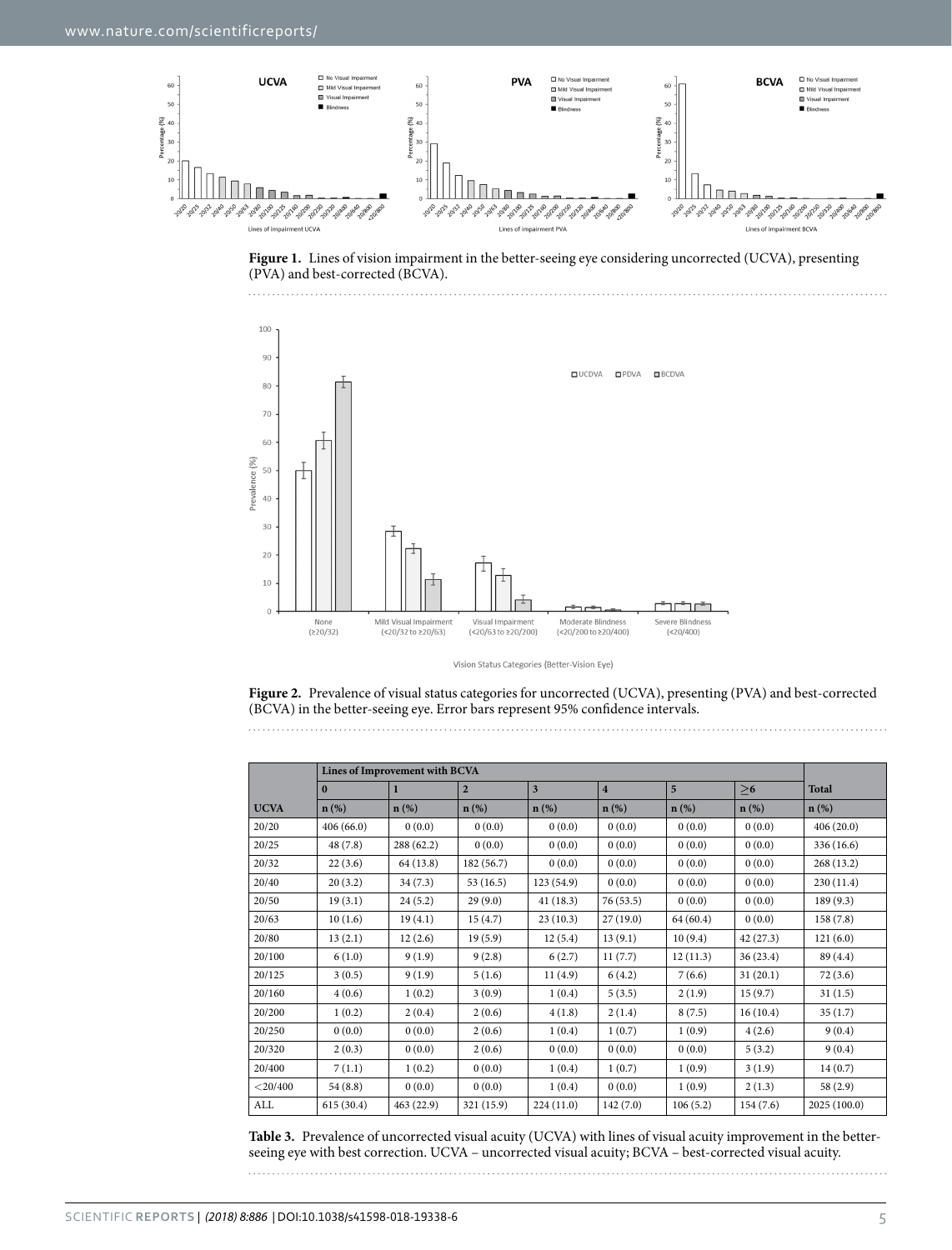**Figure 1.** Lines of vision impairment in the better-seeing eye considering uncorrected (UCVA), presenting (PVA) and best-corrected (BCVA).

**Figure 2.** Prevalence of visual status categories for uncorrected (UCVA), presenting (PVA) and best-corrected (BCVA) in the better-seeing eye. Error bars represent 95% confidence intervals.

| | Lines of Improvement with BCVA | | | | | | | |
|---|---|---|---|---|---|---|---|---|
| | 0 | 1 | 2 | 3 | 4 | 5 | ≥6 | Total |
| UCVA | n (%) | n (%) | n (%) | n (%) | n (%) | n (%) | n (%) | n (%) |
| 20/20 | 406 (66.0) | 0 (0.0) | 0 (0.0) | 0 (0.0) | 0 (0.0) | 0 (0.0) | 0 (0.0) | 406 (20.0) |
| 20/25 | 48 (7.8) | 288 (62.2) | 0 (0.0) | 0 (0.0) | 0 (0.0) | 0 (0.0) | 0 (0.0) | 336 (16.6) |
| 20/32 | 22 (3.6) | 64 (13.8) | 182 (56.7) | 0 (0.0) | 0 (0.0) | 0 (0.0) | 0 (0.0) | 268 (13.2) |
| 20/40 | 20 (3.2) | 34 (7.3) | 53 (16.5) | 123 (54.9) | 0 (0.0) | 0 (0.0) | 0 (0.0) | 230 (11.4) |
| 20/50 | 19 (3.1) | 24 (5.2) | 29 (9.0) | 41 (18.3) | 76 (53.5) | 0 (0.0) | 0 (0.0) | 189 (9.3) |
| 20/63 | 10 (1.6) | 19 (4.1) | 15 (4.7) | 23 (10.3) | 27 (19.0) | 64 (60.4) | 0 (0.0) | 158 (7.8) |
| 20/80 | 13 (2.1) | 12 (2.6) | 19 (5.9) | 12 (5.4) | 13 (9.1) | 10 (9.4) | 42 (27.3) | 121 (6.0) |
| 20/100 | 6 (1.0) | 9 (1.9) | 9 (2.8) | 6 (2.7) | 11 (7.7) | 12 (11.3) | 36 (23.4) | 89 (4.4) |
| 20/125 | 3 (0.5) | 9 (1.9) | 5 (1.6) | 11 (4.9) | 6 (4.2) | 7 (6.6) | 31 (20.1) | 72 (3.6) |
| 20/160 | 4 (0.6) | 1 (0.2) | 3 (0.9) | 1 (0.4) | 5 (3.5) | 2 (1.9) | 15 (9.7) | 31 (1.5) |
| 20/200 | 1 (0.2) | 2 (0.4) | 2 (0.6) | 4 (1.8) | 2 (1.4) | 8 (7.5) | 16 (10.4) | 35 (1.7) |
| 20/250 | 0 (0.0) | 0 (0.0) | 2 (0.6) | 1 (0.4) | 1 (0.7) | 1 (0.9) | 4 (2.6) | 9 (0.4) |
| 20/320 | 2 (0.3) | 0 (0.0) | 2 (0.6) | 0 (0.0) | 0 (0.0) | 0 (0.0) | 5 (3.2) | 9 (0.4) |
| 20/400 | 7 (1.1) | 1 (0.2) | 0 (0.0) | 1 (0.4) | 1 (0.7) | 1 (0.9) | 3 (1.9) | 14 (0.7) |
| <20/400 | 54 (8.8) | 0 (0.0) | 0 (0.0) | 1 (0.4) | 0 (0.0) | 1 (0.9) | 2 (1.3) | 58 (2.9) |
| ALL | 615 (30.4) | 463 (22.9) | 321 (15.9) | 224 (11.0) | 142 (7.0) | 106 (5.2) | 154 (7.6) | 2025 (100.0) |

**Table 3.** Prevalence of uncorrected visual acuity (UCVA) with lines of visual acuity improvement in the better-seeing eye with best correction. UCVA – uncorrected visual acuity; BCVA – best-corrected visual acuity.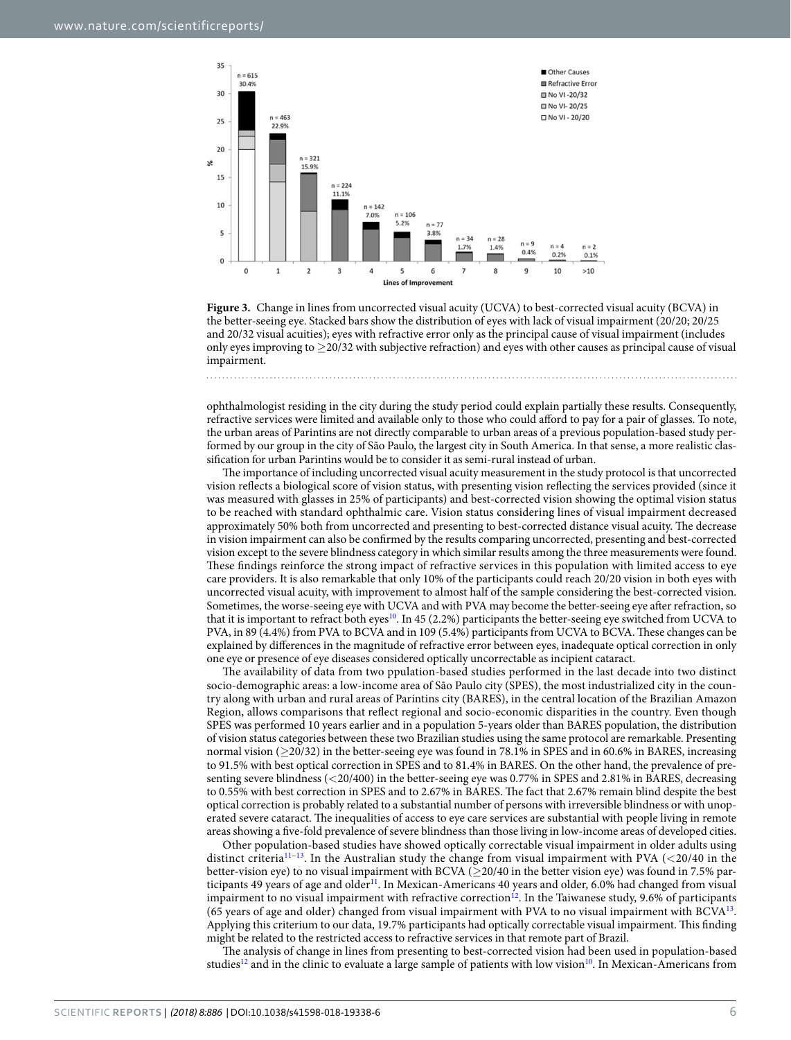**Figure 3.** Change in lines from uncorrected visual acuity (UCVA) to best-corrected visual acuity (BCVA) in the better-seeing eye. Stacked bars show the distribution of eyes with lack of visual impairment (20/20; 20/25 and 20/32 visual acuities); eyes with refractive error only as the principal cause of visual impairment (includes only eyes improving to ≥20/32 with subjective refraction) and eyes with other causes as principal cause of visual impairment.

ophthalmologist residing in the city during the study period could explain partially these results. Consequently, refractive services were limited and available only to those who could afford to pay for a pair of glasses. To note, the urban areas of Parintins are not directly comparable to urban areas of a previous population-based study performed by our group in the city of São Paulo, the largest city in South America. In that sense, a more realistic classification for urban Parintins would be to consider it as semi-rural instead of urban.

The importance of including uncorrected visual acuity measurement in the study protocol is that uncorrected vision reflects a biological score of vision status, with presenting vision reflecting the services provided (since it was measured with glasses in 25% of participants) and best-corrected vision showing the optimal vision status to be reached with standard ophthalmic care. Vision status considering lines of visual impairment decreased approximately 50% both from uncorrected and presenting to best-corrected distance visual acuity. The decrease in vision impairment can also be confirmed by the results comparing uncorrected, presenting and best-corrected vision except to the severe blindness category in which similar results among the three measurements were found. These findings reinforce the strong impact of refractive services in this population with limited access to eye care providers. It is also remarkable that only 10% of the participants could reach 20/20 vision in both eyes with uncorrected visual acuity, with improvement to almost half of the sample considering the best-corrected vision. Sometimes, the worse-seeing eye with UCVA and with PVA may become the better-seeing eye after refraction, so that it is important to refract both eyes[10]. In 45 (2.2%) participants the better-seeing eye switched from UCVA to PVA, in 89 (4.4%) from PVA to BCVA and in 109 (5.4%) participants from UCVA to BCVA. These changes can be explained by differences in the magnitude of refractive error between eyes, inadequate optical correction in only one eye or presence of eye diseases considered optically uncorrectable as incipient cataract.

The availability of data from two ppulation-based studies performed in the last decade into two distinct socio-demographic areas: a low-income area of São Paulo city (SPES), the most industrialized city in the country along with urban and rural areas of Parintins city (BARES), in the central location of the Brazilian Amazon Region, allows comparisons that reflect regional and socio-economic disparities in the country. Even though SPES was performed 10 years earlier and in a population 5-years older than BARES population, the distribution of vision status categories between these two Brazilian studies using the same protocol are remarkable. Presenting normal vision (≥20/32) in the better-seeing eye was found in 78.1% in SPES and in 60.6% in BARES, increasing to 91.5% with best optical correction in SPES and to 81.4% in BARES. On the other hand, the prevalence of presenting severe blindness (<20/400) in the better-seeing eye was 0.77% in SPES and 2.81% in BARES, decreasing to 0.55% with best correction in SPES and to 2.67% in BARES. The fact that 2.67% remain blind despite the best optical correction is probably related to a substantial number of persons with irreversible blindness or with unoperated severe cataract. The inequalities of access to eye care services are substantial with people living in remote areas showing a five-fold prevalence of severe blindness than those living in low-income areas of developed cities.

Other population-based studies have showed optically correctable visual impairment in older adults using distinct criteria[11–13]. In the Australian study the change from visual impairment with PVA (<20/40 in the better-vision eye) to no visual impairment with BCVA (≥20/40 in the better vision eye) was found in 7.5% participants 49 years of age and older[11]. In Mexican-Americans 40 years and older, 6.0% had changed from visual impairment to no visual impairment with refractive correction[12]. In the Taiwanese study, 9.6% of participants (65 years of age and older) changed from visual impairment with PVA to no visual impairment with BCVA[13]. Applying this criterium to our data, 19.7% participants had optically correctable visual impairment. This finding might be related to the restricted access to refractive services in that remote part of Brazil.

The analysis of change in lines from presenting to best-corrected vision had been used in population-based studies[12] and in the clinic to evaluate a large sample of patients with low vision[10]. In Mexican-Americans from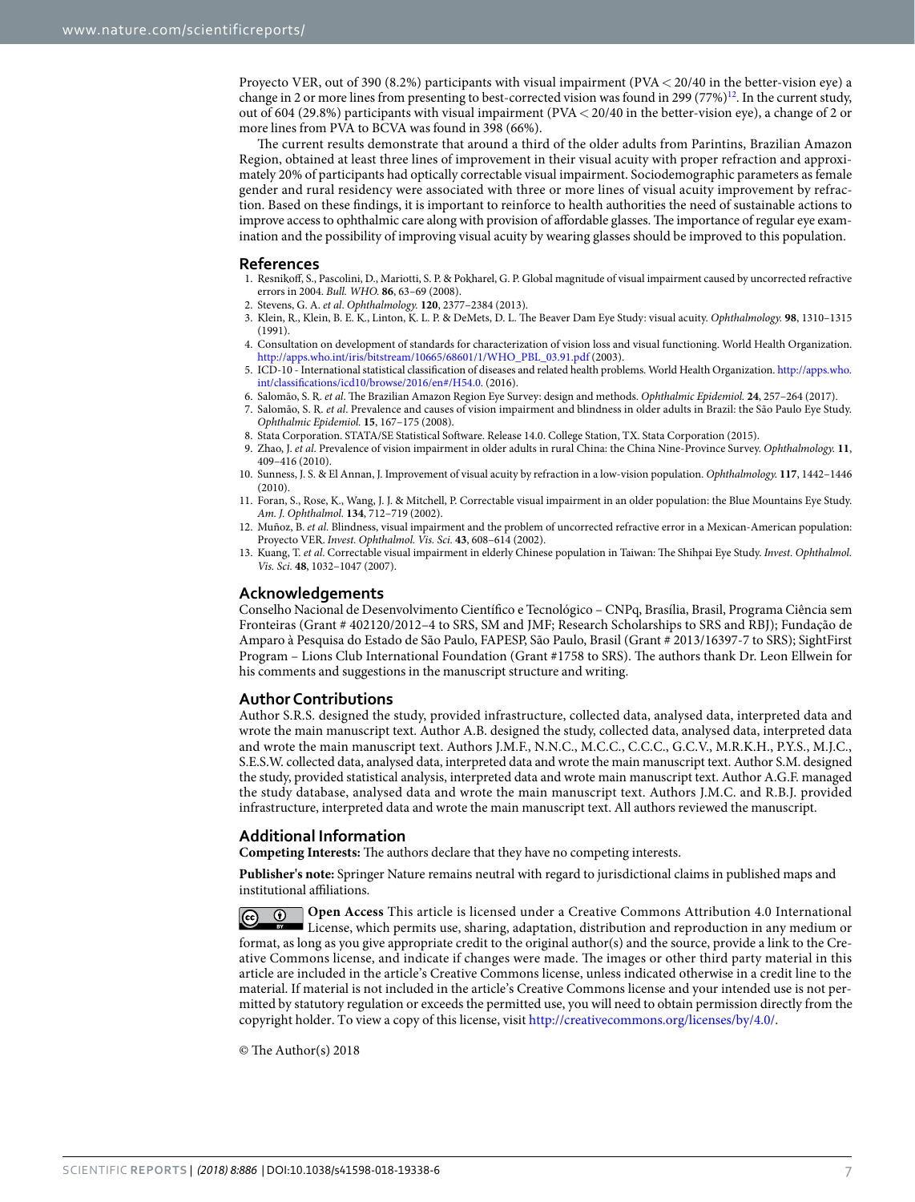Proyecto VER, out of 390 (8.2%) participants with visual impairment (PVA < 20/40 in the better-vision eye) a change in 2 or more lines from presenting to best-corrected vision was found in 299 (77%)[12]. In the current study, out of 604 (29.8%) participants with visual impairment (PVA < 20/40 in the better-vision eye), a change of 2 or more lines from PVA to BCVA was found in 398 (66%).

The current results demonstrate that around a third of the older adults from Parintins, Brazilian Amazon Region, obtained at least three lines of improvement in their visual acuity with proper refraction and approximately 20% of participants had optically correctable visual impairment. Sociodemographic parameters as female gender and rural residency were associated with three or more lines of visual acuity improvement by refraction. Based on these findings, it is important to reinforce to health authorities the need of sustainable actions to improve access to ophthalmic care along with provision of affordable glasses. The importance of regular eye examination and the possibility of improving visual acuity by wearing glasses should be improved to this population.

## References

1. Resnikoff, S., Pascolini, D., Mariotti, S. P. & Pokharel, G. P. Global magnitude of visual impairment caused by uncorrected refractive errors in 2004. *Bull. WHO.* **86**, 63–69 (2008).
2. Stevens, G. A. *et al*. *Ophthalmology.* **120**, 2377–2384 (2013).
3. Klein, R., Klein, B. E. K., Linton, K. L. P. & DeMets, D. L. The Beaver Dam Eye Study: visual acuity. *Ophthalmology.* **98**, 1310–1315 (1991).
4. Consultation on development of standards for characterization of vision loss and visual functioning. World Health Organization. http://apps.who.int/iris/bitstream/10665/68601/1/WHO_PBL_03.91.pdf (2003).
5. ICD-10 - International statistical classification of diseases and related health problems. World Health Organization. http://apps.who.int/classifications/icd10/browse/2016/en#/H54.0. (2016).
6. Salomão, S. R. *et al*. The Brazilian Amazon Region Eye Survey: design and methods. *Ophthalmic Epidemiol.* **24**, 257–264 (2017).
7. Salomão, S. R. *et al*. Prevalence and causes of vision impairment and blindness in older adults in Brazil: the São Paulo Eye Study. *Ophthalmic Epidemiol.* **15**, 167–175 (2008).
8. Stata Corporation. STATA/SE Statistical Software. Release 14.0. College Station, TX. Stata Corporation (2015).
9. Zhao, J. *et al*. Prevalence of vision impairment in older adults in rural China: the China Nine-Province Survey. *Ophthalmology.* **11**, 409–416 (2010).
10. Sunness, J. S. & El Annan, J. Improvement of visual acuity by refraction in a low-vision population. *Ophthalmology.* **117**, 1442–1446 (2010).
11. Foran, S., Rose, K., Wang, J. J. & Mitchell, P. Correctable visual impairment in an older population: the Blue Mountains Eye Study. *Am. J. Ophthalmol.* **134**, 712–719 (2002).
12. Muñoz, B. *et al*. Blindness, visual impairment and the problem of uncorrected refractive error in a Mexican-American population: Proyecto VER. *Invest. Ophthalmol. Vis. Sci.* **43**, 608–614 (2002).
13. Kuang, T. *et al*. Correctable visual impairment in elderly Chinese population in Taiwan: The Shihpai Eye Study. *Invest. Ophthalmol. Vis. Sci.* **48**, 1032–1047 (2007).

## Acknowledgements

Conselho Nacional de Desenvolvimento Científico e Tecnológico – CNPq, Brasília, Brasil, Programa Ciência sem Fronteiras (Grant # 402120/2012–4 to SRS, SM and JMF; Research Scholarships to SRS and RBJ); Fundação de Amparo à Pesquisa do Estado de São Paulo, FAPESP, São Paulo, Brasil (Grant # 2013/16397-7 to SRS); SightFirst Program – Lions Club International Foundation (Grant #1758 to SRS). The authors thank Dr. Leon Ellwein for his comments and suggestions in the manuscript structure and writing.

## Author Contributions

Author S.R.S. designed the study, provided infrastructure, collected data, analysed data, interpreted data and wrote the main manuscript text. Author A.B. designed the study, collected data, analysed data, interpreted data and wrote the main manuscript text. Authors J.M.F., N.N.C., M.C.C., C.C.C., G.C.V., M.R.K.H., P.Y.S., M.J.C., S.E.S.W. collected data, analysed data, interpreted data and wrote the main manuscript text. Author S.M. designed the study, provided statistical analysis, interpreted data and wrote main manuscript text. Author A.G.F. managed the study database, analysed data and wrote the main manuscript text. Authors J.M.C. and R.B.J. provided infrastructure, interpreted data and wrote the main manuscript text. All authors reviewed the manuscript.

## Additional Information

**Competing Interests:** The authors declare that they have no competing interests.

**Publisher's note:** Springer Nature remains neutral with regard to jurisdictional claims in published maps and institutional affiliations.

**Open Access** This article is licensed under a Creative Commons Attribution 4.0 International License, which permits use, sharing, adaptation, distribution and reproduction in any medium or format, as long as you give appropriate credit to the original author(s) and the source, provide a link to the Creative Commons license, and indicate if changes were made. The images or other third party material in this article are included in the article's Creative Commons license, unless indicated otherwise in a credit line to the material. If material is not included in the article's Creative Commons license and your intended use is not permitted by statutory regulation or exceeds the permitted use, you will need to obtain permission directly from the copyright holder. To view a copy of this license, visit http://creativecommons.org/licenses/by/4.0/.

© The Author(s) 2018